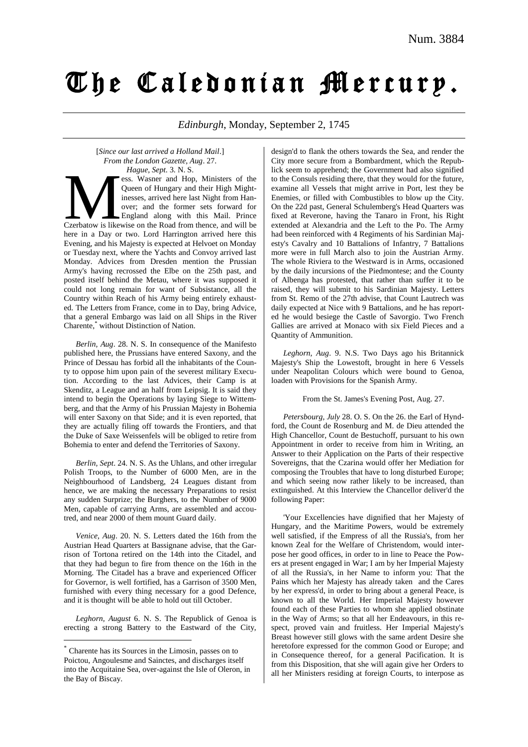Num. 3884

# The Caledonian Mercury.

*Edinburgh*, Monday, September 2, 1745

[*Since our last arrived a Holland Mail*.]
*From the London Gazette, Aug*. 27.
*Hague, Sept*. 3. N. S.

Mess. Wasner and Hop, Ministers of the Queen of Hungary and their High Mightinesses, arrived here last Night from Hanover; and the former sets forward for England along with this Mail. Prince Czerbatow is likewise on the Road from thence, and will be here in a Day or two. Lord Harrington arrived here this Evening, and his Majesty is expected at Helvoet on Monday or Tuesday next, where the Yachts and Convoy arrived last Monday. Advices from Dresden mention the Prussian Army's having recrossed the Elbe on the 25th past, and posted itself behind the Metau, where it was supposed it could not long remain for want of Subsistance, all the Country within Reach of his Army being entirely exhausted. The Letters from France, come in to Day, bring Advice, that a general Embargo was laid on all Ships in the River Charente,* without Distinction of Nation.

*Berlin, Aug*. 28. N. S. In consequence of the Manifesto published here, the Prussians have entered Saxony, and the Prince of Dessau has forbid all the inhabitants of the County to oppose him upon pain of the severest military Execution. According to the last Advices, their Camp is at Skenditz, a League and an half from Leipsig. It is said they intend to begin the Operations by laying Siege to Wittemberg, and that the Army of his Prussian Majesty in Bohemia will enter Saxony on that Side; and it is even reported, that they are actually filing off towards the Frontiers, and that the Duke of Saxe Weissenfels will be obliged to retire from Bohemia to enter and defend the Territories of Saxony.

*Berlin, Sept*. 24. N. S. As the Uhlans, and other irregular Polish Troops, to the Number of 6000 Men, are in the Neighbourhood of Landsberg, 24 Leagues distant from hence, we are making the necessary Preparations to resist any sudden Surprize; the Burghers, to the Number of 9000 Men, capable of carrying Arms, are assembled and accoutred, and near 2000 of them mount Guard daily.

*Venice, Aug*. 20. N. S. Letters dated the 16th from the Austrian Head Quarters at Bassignane advise, that the Garrison of Tortona retired on the 14th into the Citadel, and that they had begun to fire from thence on the 16th in the Morning. The Citadel has a brave and experienced Officer for Governor, is well fortified, has a Garrison of 3500 Men, furnished with every thing necessary for a good Defence, and it is thought will be able to hold out till October.

*Leghorn, August* 6. N. S. The Republick of Genoa is erecting a strong Battery to the Eastward of the City, design'd to flank the others towards the Sea, and render the City more secure from a Bombardment, which the Republick seem to apprehend; the Government had also signified to the Consuls residing there, that they would for the future, examine all Vessels that might arrive in Port, lest they be Enemies, or filled with Combustibles to blow up the City. On the 22d past, General Schulemberg's Head Quarters was fixed at Reverone, having the Tanaro in Front, his Right extended at Alexandria and the Left to the Po. The Army had been reinforced with 4 Regiments of his Sardinian Majesty's Cavalry and 10 Battalions of Infantry, 7 Battalions more were in full March also to join the Austrian Army. The whole Riviera to the Westward is in Arms, occasioned by the daily incursions of the Piedmontese; and the County of Albenga has protested, that rather than suffer it to be raised, they will submit to his Sardinian Majesty. Letters from St. Remo of the 27th advise, that Count Lautrech was daily expected at Nice with 9 Battalions, and he has reported he would besiege the Castle of Savorgio. Two French Gallies are arrived at Monaco with six Field Pieces and a Quantity of Ammunition.

*Leghorn, Aug*. 9. N.S. Two Days ago his Britannick Majesty's Ship the Lowestoft, brought in here 6 Vessels under Neapolitan Colours which were bound to Genoa, loaden with Provisions for the Spanish Army.

From the St. James's Evening Post, Aug. 27.

*Petersbourg, July* 28. O. S. On the 26. the Earl of Hyndford, the Count de Rosenburg and M. de Dieu attended the High Chancellor, Count de Bestuchoff, pursuant to his own Appointment in order to receive from him in Writing, an Answer to their Application on the Parts of their respective Sovereigns, that the Czarina would offer her Mediation for composing the Troubles that have to long disturbed Europe; and which seeing now rather likely to be increased, than extinguished. At this Interview the Chancellor deliver'd the following Paper:

'Your Excellencies have dignified that her Majesty of Hungary, and the Maritime Powers, would be extremely well satisfied, if the Empress of all the Russia's, from her known Zeal for the Welfare of Christendom, would interpose her good offices, in order to in line to Peace the Powers at present engaged in War; I am by her Imperial Majesty of all the Russia's, in her Name to inform you: That the Pains which her Majesty has already taken and the Cares by her express'd, in order to bring about a general Peace, is known to all the World. Her Imperial Majesty however found each of these Parties to whom she applied obstinate in the Way of Arms; so that all her Endeavours, in this respect, proved vain and fruitless. Her Imperial Majesty's Breast however still glows with the same ardent Desire she heretofore expressed for the common Good or Europe; and in Consequence thereof, for a general Pacification. It is from this Disposition, that she will again give her Orders to all her Ministers residing at foreign Courts, to interpose as

* Charente has its Sources in the Limosin, passes on to Poictou, Angoulesme and Sainctes, and discharges itself into the Acquitaine Sea, over-against the Isle of Oleron, in the Bay of Biscay.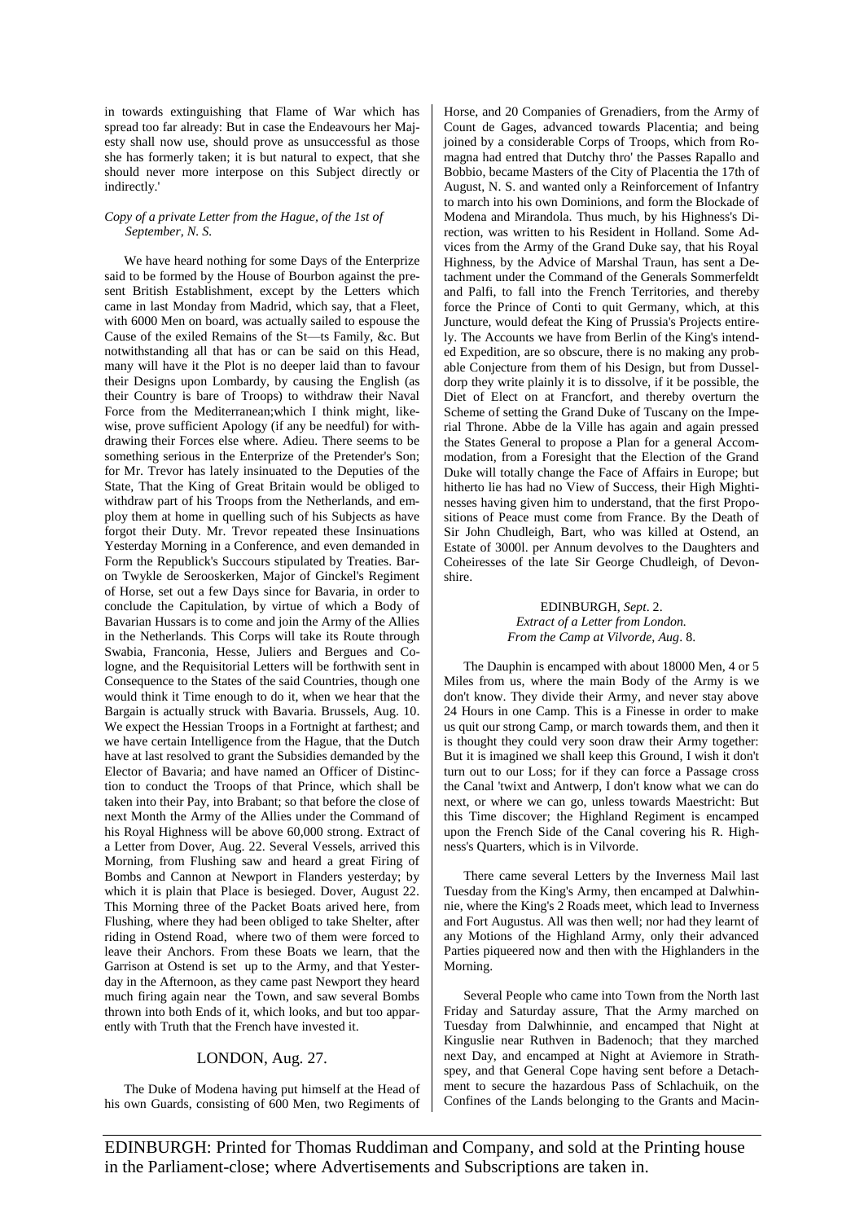in towards extinguishing that Flame of War which has spread too far already: But in case the Endeavours her Majesty shall now use, should prove as unsuccessful as those she has formerly taken; it is but natural to expect, that she should never more interpose on this Subject directly or indirectly.'

*Copy of a private Letter from the Hague, of the 1st of September, N. S.*

We have heard nothing for some Days of the Enterprize said to be formed by the House of Bourbon against the present British Establishment, except by the Letters which came in last Monday from Madrid, which say, that a Fleet, with 6000 Men on board, was actually sailed to espouse the Cause of the exiled Remains of the St—ts Family, &c. But notwithstanding all that has or can be said on this Head, many will have it the Plot is no deeper laid than to favour their Designs upon Lombardy, by causing the English (as their Country is bare of Troops) to withdraw their Naval Force from the Mediterranean;which I think might, likewise, prove sufficient Apology (if any be needful) for withdrawing their Forces else where. Adieu. There seems to be something serious in the Enterprize of the Pretender's Son; for Mr. Trevor has lately insinuated to the Deputies of the State, That the King of Great Britain would be obliged to withdraw part of his Troops from the Netherlands, and employ them at home in quelling such of his Subjects as have forgot their Duty. Mr. Trevor repeated these Insinuations Yesterday Morning in a Conference, and even demanded in Form the Republick's Succours stipulated by Treaties. Baron Twykle de Serooskerken, Major of Ginckel's Regiment of Horse, set out a few Days since for Bavaria, in order to conclude the Capitulation, by virtue of which a Body of Bavarian Hussars is to come and join the Army of the Allies in the Netherlands. This Corps will take its Route through Swabia, Franconia, Hesse, Juliers and Bergues and Cologne, and the Requisitorial Letters will be forthwith sent in Consequence to the States of the said Countries, though one would think it Time enough to do it, when we hear that the Bargain is actually struck with Bavaria. Brussels, Aug. 10. We expect the Hessian Troops in a Fortnight at farthest; and we have certain Intelligence from the Hague, that the Dutch have at last resolved to grant the Subsidies demanded by the Elector of Bavaria; and have named an Officer of Distinction to conduct the Troops of that Prince, which shall be taken into their Pay, into Brabant; so that before the close of next Month the Army of the Allies under the Command of his Royal Highness will be above 60,000 strong. Extract of a Letter from Dover, Aug. 22. Several Vessels, arrived this Morning, from Flushing saw and heard a great Firing of Bombs and Cannon at Newport in Flanders yesterday; by which it is plain that Place is besieged. Dover, August 22. This Morning three of the Packet Boats arived here, from Flushing, where they had been obliged to take Shelter, after riding in Ostend Road, where two of them were forced to leave their Anchors. From these Boats we learn, that the Garrison at Ostend is set up to the Army, and that Yesterday in the Afternoon, as they came past Newport they heard much firing again near the Town, and saw several Bombs thrown into both Ends of it, which looks, and but too apparently with Truth that the French have invested it.

## LONDON, Aug. 27.

The Duke of Modena having put himself at the Head of his own Guards, consisting of 600 Men, two Regiments of Horse, and 20 Companies of Grenadiers, from the Army of Count de Gages, advanced towards Placentia; and being joined by a considerable Corps of Troops, which from Romagna had entred that Dutchy thro' the Passes Rapallo and Bobbio, became Masters of the City of Placentia the 17th of August, N. S. and wanted only a Reinforcement of Infantry to march into his own Dominions, and form the Blockade of Modena and Mirandola. Thus much, by his Highness's Direction, was written to his Resident in Holland. Some Advices from the Army of the Grand Duke say, that his Royal Highness, by the Advice of Marshal Traun, has sent a Detachment under the Command of the Generals Sommerfeldt and Palfi, to fall into the French Territories, and thereby force the Prince of Conti to quit Germany, which, at this Juncture, would defeat the King of Prussia's Projects entirely. The Accounts we have from Berlin of the King's intended Expedition, are so obscure, there is no making any probable Conjecture from them of his Design, but from Husseldorp they write plainly it is to dissolve, if it be possible, the Diet of Elect on at Francfort, and thereby overturn the Scheme of setting the Grand Duke of Tuscany on the Imperial Throne. Abbe de la Ville has again and again pressed the States General to propose a Plan for a general Accommodation, from a Foresight that the Election of the Grand Duke will totally change the Face of Affairs in Europe; but hitherto lie has had no View of Success, their High Mightinesses having given him to understand, that the first Propositions of Peace must come from France. By the Death of Sir John Chudleigh, Bart, who was killed at Ostend, an Estate of 3000l. per Annum devolves to the Daughters and Coheiresses of the late Sir George Chudleigh, of Devonshire.

EDINBURGH, *Sept*. 2.
*Extract of a Letter from London.*
*From the Camp at Vilvorde, Aug*. 8.

The Dauphin is encamped with about 18000 Men, 4 or 5 Miles from us, where the main Body of the Army is we don't know. They divide their Army, and never stay above 24 Hours in one Camp. This is a Finesse in order to make us quit our strong Camp, or march towards them, and then it is thought they could very soon draw their Army together: But it is imagined we shall keep this Ground, I wish it don't turn out to our Loss; for if they can force a Passage cross the Canal 'twixt and Antwerp, I don't know what we can do next, or where we can go, unless towards Maestricht: But this Time discover; the Highland Regiment is encamped upon the French Side of the Canal covering his R. Highness's Quarters, which is in Vilvorde.

There came several Letters by the Inverness Mail last Tuesday from the King's Army, then encamped at Dalwhinnie, where the King's 2 Roads meet, which lead to Inverness and Fort Augustus. All was then well; nor had they learnt of any Motions of the Highland Army, only their advanced Parties piqueered now and then with the Highlanders in the Morning.

Several People who came into Town from the North last Friday and Saturday assure, That the Army marched on Tuesday from Dalwhinnie, and encamped that Night at Kinguslie near Ruthven in Badenoch; that they marched next Day, and encamped at Night at Aviemore in Strathspey, and that General Cope having sent before a Detachment to secure the hazardous Pass of Schlachuik, on the Confines of the Lands belonging to the Grants and Macin-

EDINBURGH: Printed for Thomas Ruddiman and Company, and sold at the Printing house in the Parliament-close; where Advertisements and Subscriptions are taken in.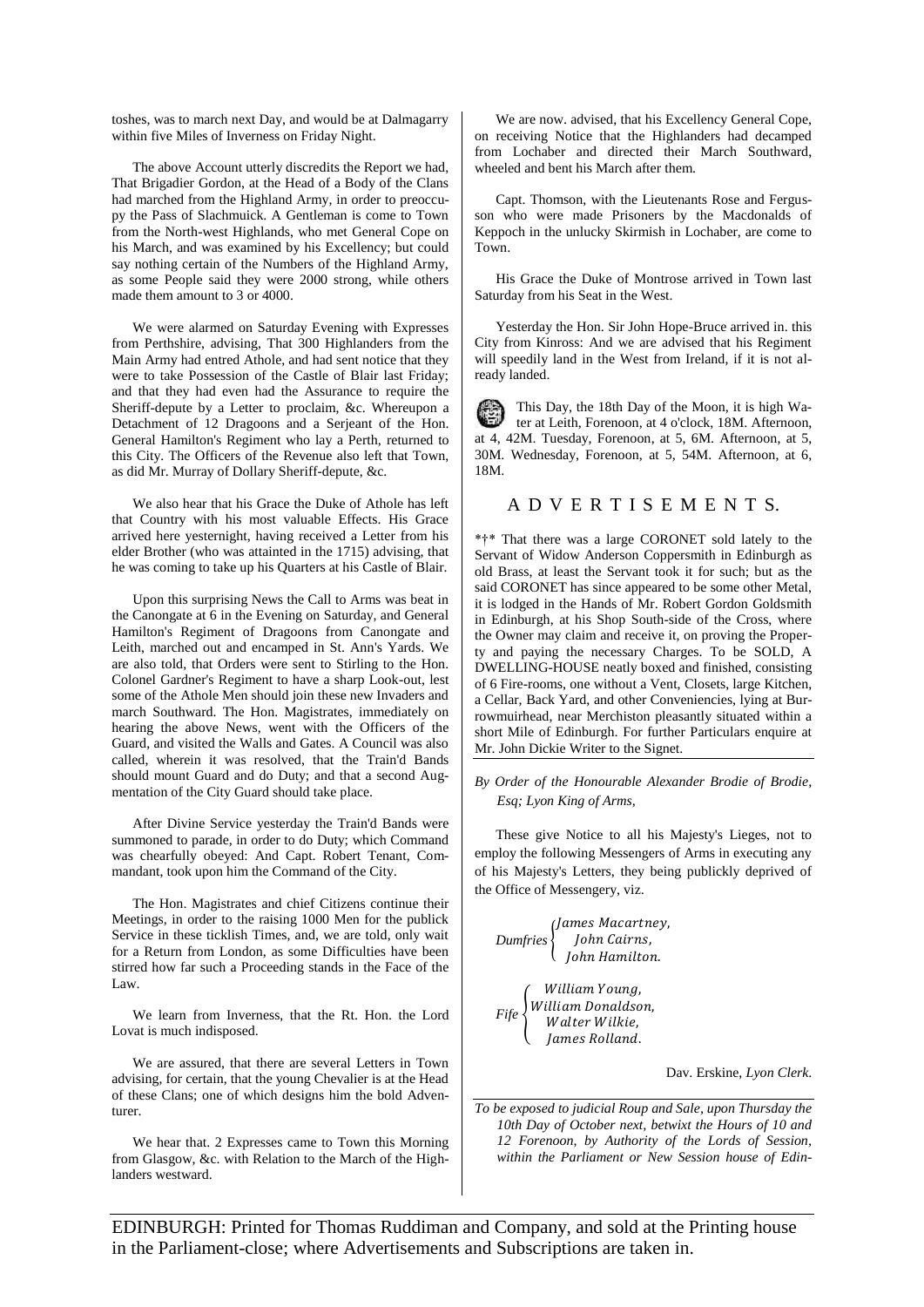toshes, was to march next Day, and would be at Dalmagarry within five Miles of Inverness on Friday Night.

The above Account utterly discredits the Report we had, That Brigadier Gordon, at the Head of a Body of the Clans had marched from the Highland Army, in order to preoccupy the Pass of Slachmuick. A Gentleman is come to Town from the North-west Highlands, who met General Cope on his March, and was examined by his Excellency; but could say nothing certain of the Numbers of the Highland Army, as some People said they were 2000 strong, while others made them amount to 3 or 4000.

We were alarmed on Saturday Evening with Expresses from Perthshire, advising, That 300 Highlanders from the Main Army had entred Athole, and had sent notice that they were to take Possession of the Castle of Blair last Friday; and that they had even had the Assurance to require the Sheriff-depute by a Letter to proclaim, &c. Whereupon a Detachment of 12 Dragoons and a Serjeant of the Hon. General Hamilton's Regiment who lay a Perth, returned to this City. The Officers of the Revenue also left that Town, as did Mr. Murray of Dollary Sheriff-depute, &c.

We also hear that his Grace the Duke of Athole has left that Country with his most valuable Effects. His Grace arrived here yesternight, having received a Letter from his elder Brother (who was attainted in the 1715) advising, that he was coming to take up his Quarters at his Castle of Blair.

Upon this surprising News the Call to Arms was beat in the Canongate at 6 in the Evening on Saturday, and General Hamilton's Regiment of Dragoons from Canongate and Leith, marched out and encamped in St. Ann's Yards. We are also told, that Orders were sent to Stirling to the Hon. Colonel Gardner's Regiment to have a sharp Look-out, lest some of the Athole Men should join these new Invaders and march Southward. The Hon. Magistrates, immediately on hearing the above News, went with the Officers of the Guard, and visited the Walls and Gates. A Council was also called, wherein it was resolved, that the Train'd Bands should mount Guard and do Duty; and that a second Augmentation of the City Guard should take place.

After Divine Service yesterday the Train'd Bands were summoned to parade, in order to do Duty; which Command was chearfully obeyed: And Capt. Robert Tenant, Commandant, took upon him the Command of the City.

The Hon. Magistrates and chief Citizens continue their Meetings, in order to the raising 1000 Men for the publick Service in these ticklish Times, and, we are told, only wait for a Return from London, as some Difficulties have been stirred how far such a Proceeding stands in the Face of the Law.

We learn from Inverness, that the Rt. Hon. the Lord Lovat is much indisposed.

We are assured, that there are several Letters in Town advising, for certain, that the young Chevalier is at the Head of these Clans; one of which designs him the bold Adventurer.

We hear that. 2 Expresses came to Town this Morning from Glasgow, &c. with Relation to the March of the Highlanders westward.

We are now. advised, that his Excellency General Cope, on receiving Notice that the Highlanders had decamped from Lochaber and directed their March Southward, wheeled and bent his March after them.

Capt. Thomson, with the Lieutenants Rose and Fergusson who were made Prisoners by the Macdonalds of Keppoch in the unlucky Skirmish in Lochaber, are come to Town.

His Grace the Duke of Montrose arrived in Town last Saturday from his Seat in the West.

Yesterday the Hon. Sir John Hope-Bruce arrived in. this City from Kinross: And we are advised that his Regiment will speedily land in the West from Ireland, if it is not already landed.

This Day, the 18th Day of the Moon, it is high Water at Leith, Forenoon, at 4 o'clock, 18M. Afternoon, at 4, 42M. Tuesday, Forenoon, at 5, 6M. Afternoon, at 5, 30M. Wednesday, Forenoon, at 5, 54M. Afternoon, at 6, 18M.

## ADVERTISEMENTS.

*†* That there was a large CORONET sold lately to the Servant of Widow Anderson Coppersmith in Edinburgh as old Brass, at least the Servant took it for such; but as the said CORONET has since appeared to be some other Metal, it is lodged in the Hands of Mr. Robert Gordon Goldsmith in Edinburgh, at his Shop South-side of the Cross, where the Owner may claim and receive it, on proving the Property and paying the necessary Charges. To be SOLD, A DWELLING-HOUSE neatly boxed and finished, consisting of 6 Fire-rooms, one without a Vent, Closets, large Kitchen, a Cellar, Back Yard, and other Conveniencies, lying at Burrowmuirhead, near Merchiston pleasantly situated within a short Mile of Edinburgh. For further Particulars enquire at Mr. John Dickie Writer to the Signet.

*By Order of the Honourable Alexander Brodie of Brodie, Esq; Lyon King of Arms,*

These give Notice to all his Majesty's Lieges, not to employ the following Messengers of Arms in executing any of his Majesty's Letters, they being publickly deprived of the Office of Messengery, viz.

*Dumfries* { *James Macartney, John Cairns, John Hamilton.*

*Fife* { *William Young, William Donaldson, Walter Wilkie, James Rolland.*

Dav. Erskine, *Lyon Clerk.*

*To be exposed to judicial Roup and Sale, upon Thursday the 10th Day of October next, betwixt the Hours of 10 and 12 Forenoon, by Authority of the Lords of Session, within the Parliament or New Session house of Edin-*

EDINBURGH: Printed for Thomas Ruddiman and Company, and sold at the Printing house in the Parliament-close; where Advertisements and Subscriptions are taken in.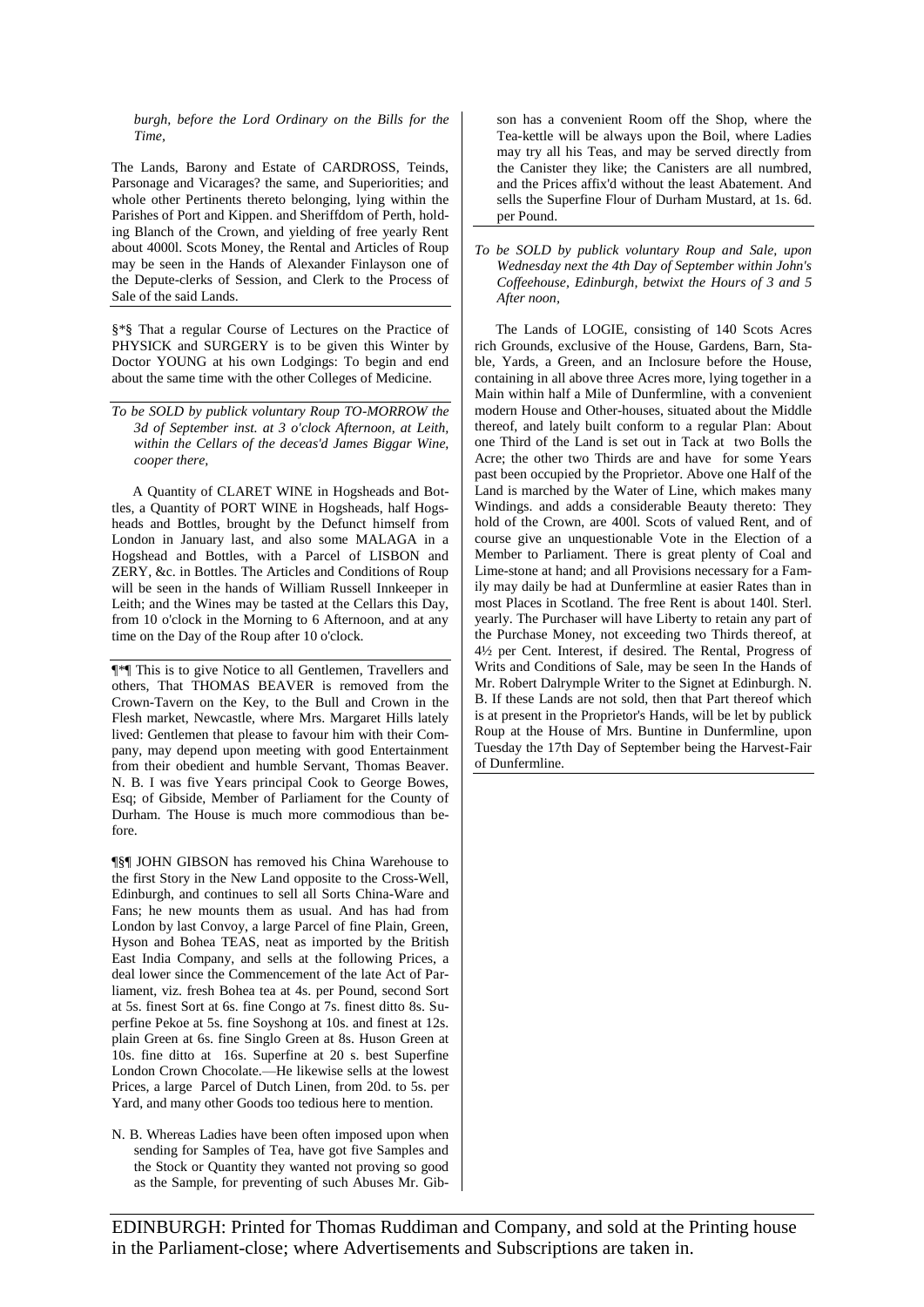*burgh, before the Lord Ordinary on the Bills for the Time,*

The Lands, Barony and Estate of CARDROSS, Teinds, Parsonage and Vicarages? the same, and Superiorities; and whole other Pertinents thereto belonging, lying within the Parishes of Port and Kippen. and Sheriffdom of Perth, holding Blanch of the Crown, and yielding of free yearly Rent about 4000l. Scots Money, the Rental and Articles of Roup may be seen in the Hands of Alexander Finlayson one of the Depute-clerks of Session, and Clerk to the Process of Sale of the said Lands.

§*§ That a regular Course of Lectures on the Practice of PHYSICK and SURGERY is to be given this Winter by Doctor YOUNG at his own Lodgings: To begin and end about the same time with the other Colleges of Medicine.

*To be SOLD by publick voluntary Roup TO-MORROW the 3d of September inst. at 3 o'clock Afternoon, at Leith, within the Cellars of the deceas'd James Biggar Wine, cooper there,*

A Quantity of CLARET WINE in Hogsheads and Bottles, a Quantity of PORT WINE in Hogsheads, half Hogsheads and Bottles, brought by the Defunct himself from London in January last, and also some MALAGA in a Hogshead and Bottles, with a Parcel of LISBON and ZERY, &c. in Bottles. The Articles and Conditions of Roup will be seen in the hands of William Russell Innkeeper in Leith; and the Wines may be tasted at the Cellars this Day, from 10 o'clock in the Morning to 6 Afternoon, and at any time on the Day of the Roup after 10 o'clock.

¶*¶ This is to give Notice to all Gentlemen, Travellers and others, That THOMAS BEAVER is removed from the Crown-Tavern on the Key, to the Bull and Crown in the Flesh market, Newcastle, where Mrs. Margaret Hills lately lived: Gentlemen that please to favour him with their Company, may depend upon meeting with good Entertainment from their obedient and humble Servant, Thomas Beaver. N. B. I was five Years principal Cook to George Bowes, Esq; of Gibside, Member of Parliament for the County of Durham. The House is much more commodious than before.

¶§¶ JOHN GIBSON has removed his China Warehouse to the first Story in the New Land opposite to the Cross-Well, Edinburgh, and continues to sell all Sorts China-Ware and Fans; he new mounts them as usual. And has had from London by last Convoy, a large Parcel of fine Plain, Green, Hyson and Bohea TEAS, neat as imported by the British East India Company, and sells at the following Prices, a deal lower since the Commencement of the late Act of Parliament, viz. fresh Bohea tea at 4s. per Pound, second Sort at 5s. finest Sort at 6s. fine Congo at 7s. finest ditto 8s. Superfine Pekoe at 5s. fine Soyshong at 10s. and finest at 12s. plain Green at 6s. fine Singlo Green at 8s. Huson Green at 10s. fine ditto at 16s. Superfine at 20 s. best Superfine London Crown Chocolate.—He likewise sells at the lowest Prices, a large Parcel of Dutch Linen, from 20d. to 5s. per Yard, and many other Goods too tedious here to mention.

N. B. Whereas Ladies have been often imposed upon when sending for Samples of Tea, have got five Samples and the Stock or Quantity they wanted not proving so good as the Sample, for preventing of such Abuses Mr. Gibson has a convenient Room off the Shop, where the Tea-kettle will be always upon the Boil, where Ladies may try all his Teas, and may be served directly from the Canister they like; the Canisters are all numbred, and the Prices affix'd without the least Abatement. And sells the Superfine Flour of Durham Mustard, at 1s. 6d. per Pound.

*To be SOLD by publick voluntary Roup and Sale, upon Wednesday next the 4th Day of September within John's Coffeehouse, Edinburgh, betwixt the Hours of 3 and 5 After noon,*

The Lands of LOGIE, consisting of 140 Scots Acres rich Grounds, exclusive of the House, Gardens, Barn, Stable, Yards, a Green, and an Inclosure before the House, containing in all above three Acres more, lying together in a Main within half a Mile of Dunfermline, with a convenient modern House and Other-houses, situated about the Middle thereof, and lately built conform to a regular Plan: About one Third of the Land is set out in Tack at two Bolls the Acre; the other two Thirds are and have for some Years past been occupied by the Proprietor. Above one Half of the Land is marched by the Water of Line, which makes many Windings. and adds a considerable Beauty thereto: They hold of the Crown, are 400l. Scots of valued Rent, and of course give an unquestionable Vote in the Election of a Member to Parliament. There is great plenty of Coal and Lime-stone at hand; and all Provisions necessary for a Family may daily be had at Dunfermline at easier Rates than in most Places in Scotland. The free Rent is about 140l. Sterl. yearly. The Purchaser will have Liberty to retain any part of the Purchase Money, not exceeding two Thirds thereof, at 4½ per Cent. Interest, if desired. The Rental, Progress of Writs and Conditions of Sale, may be seen In the Hands of Mr. Robert Dalrymple Writer to the Signet at Edinburgh. N. B. If these Lands are not sold, then that Part thereof which is at present in the Proprietor's Hands, will be let by publick Roup at the House of Mrs. Buntine in Dunfermline, upon Tuesday the 17th Day of September being the Harvest-Fair of Dunfermline.

EDINBURGH: Printed for Thomas Ruddiman and Company, and sold at the Printing house in the Parliament-close; where Advertisements and Subscriptions are taken in.